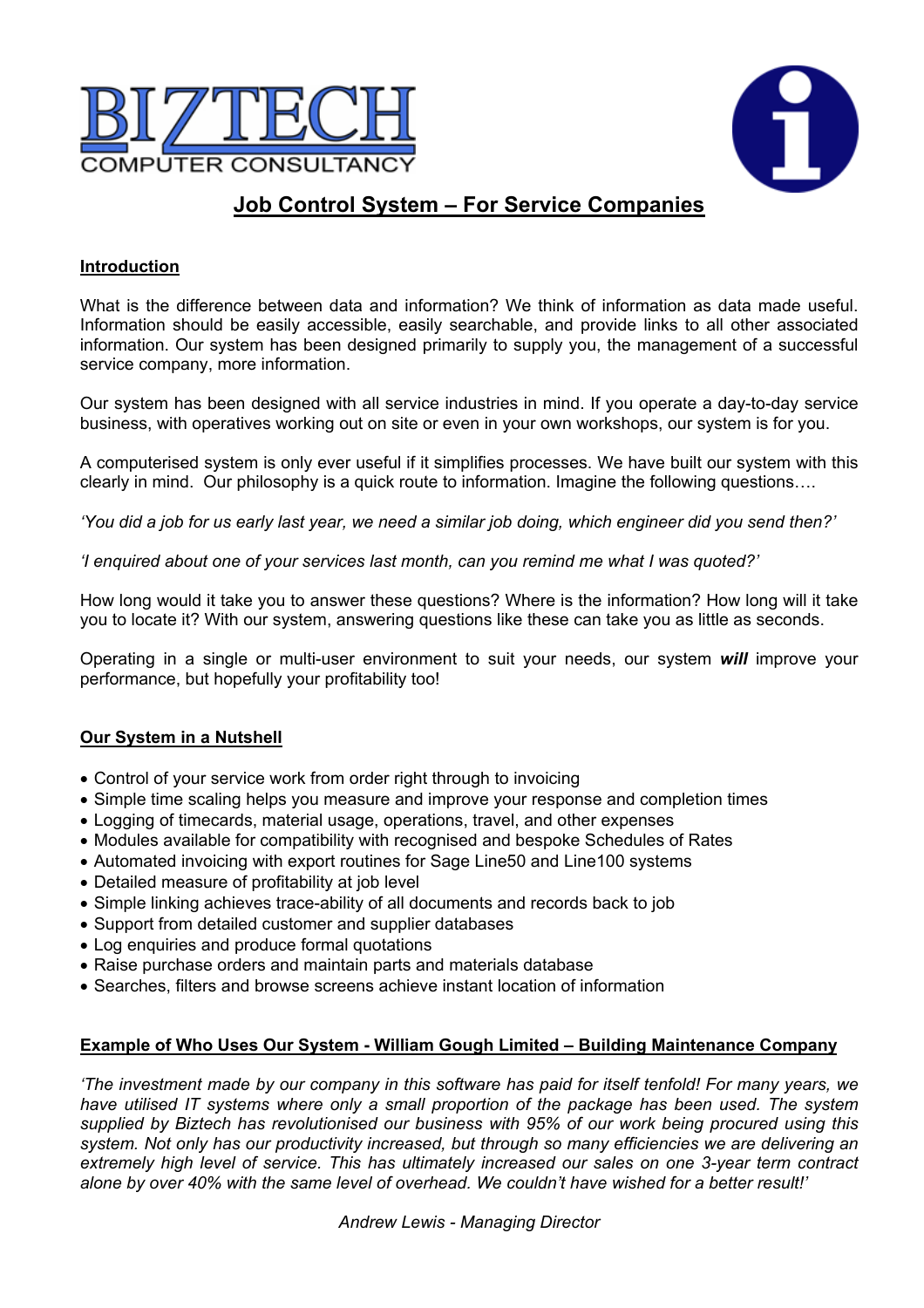BIZTECH
COMPUTER CONSULTANCY

# Job Control System – For Service Companies

## Introduction

What is the difference between data and information? We think of information as data made useful. Information should be easily accessible, easily searchable, and provide links to all other associated information. Our system has been designed primarily to supply you, the management of a successful service company, more information.

Our system has been designed with all service industries in mind. If you operate a day-to-day service business, with operatives working out on site or even in your own workshops, our system is for you.

A computerised system is only ever useful if it simplifies processes. We have built our system with this clearly in mind. Our philosophy is a quick route to information. Imagine the following questions….

*'You did a job for us early last year, we need a similar job doing, which engineer did you send then?'*

*'I enquired about one of your services last month, can you remind me what I was quoted?'*

How long would it take you to answer these questions? Where is the information? How long will it take you to locate it? With our system, answering questions like these can take you as little as seconds.

Operating in a single or multi-user environment to suit your needs, our system ***will*** improve your performance, but hopefully your profitability too!

## Our System in a Nutshell

- Control of your service work from order right through to invoicing
- Simple time scaling helps you measure and improve your response and completion times
- Logging of timecards, material usage, operations, travel, and other expenses
- Modules available for compatibility with recognised and bespoke Schedules of Rates
- Automated invoicing with export routines for Sage Line50 and Line100 systems
- Detailed measure of profitability at job level
- Simple linking achieves trace-ability of all documents and records back to job
- Support from detailed customer and supplier databases
- Log enquiries and produce formal quotations
- Raise purchase orders and maintain parts and materials database
- Searches, filters and browse screens achieve instant location of information

## Example of Who Uses Our System - William Gough Limited – Building Maintenance Company

*'The investment made by our company in this software has paid for itself tenfold! For many years, we have utilised IT systems where only a small proportion of the package has been used. The system supplied by Biztech has revolutionised our business with 95% of our work being procured using this system. Not only has our productivity increased, but through so many efficiencies we are delivering an extremely high level of service. This has ultimately increased our sales on one 3-year term contract alone by over 40% with the same level of overhead. We couldn't have wished for a better result!'*

*Andrew Lewis - Managing Director*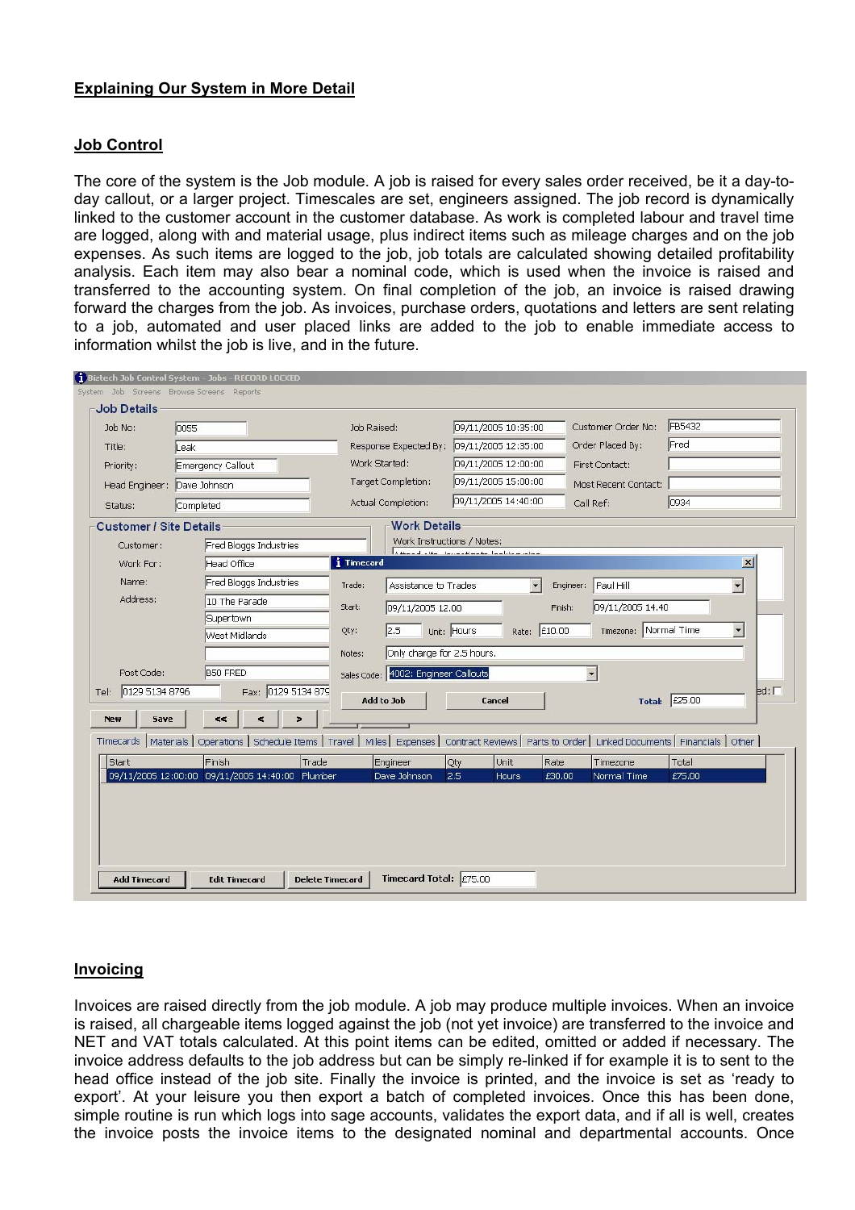## Explaining Our System in More Detail

### Job Control

The core of the system is the Job module. A job is raised for every sales order received, be it a day-to-day callout, or a larger project. Timescales are set, engineers assigned. The job record is dynamically linked to the customer account in the customer database. As work is completed labour and travel time are logged, along with and material usage, plus indirect items such as mileage charges and on the job expenses. As such items are logged to the job, job totals are calculated showing detailed profitability analysis. Each item may also bear a nominal code, which is used when the invoice is raised and transferred to the accounting system. On final completion of the job, an invoice is raised drawing forward the charges from the job. As invoices, purchase orders, quotations and letters are sent relating to a job, automated and user placed links are added to the job to enable immediate access to information whilst the job is live, and in the future.

### Invoicing

Invoices are raised directly from the job module. A job may produce multiple invoices. When an invoice is raised, all chargeable items logged against the job (not yet invoice) are transferred to the invoice and NET and VAT totals calculated. At this point items can be edited, omitted or added if necessary. The invoice address defaults to the job address but can be simply re-linked if for example it is to sent to the head office instead of the job site. Finally the invoice is printed, and the invoice is set as 'ready to export'. At your leisure you then export a batch of completed invoices. Once this has been done, simple routine is run which logs into sage accounts, validates the export data, and if all is well, creates the invoice posts the invoice items to the designated nominal and departmental accounts. Once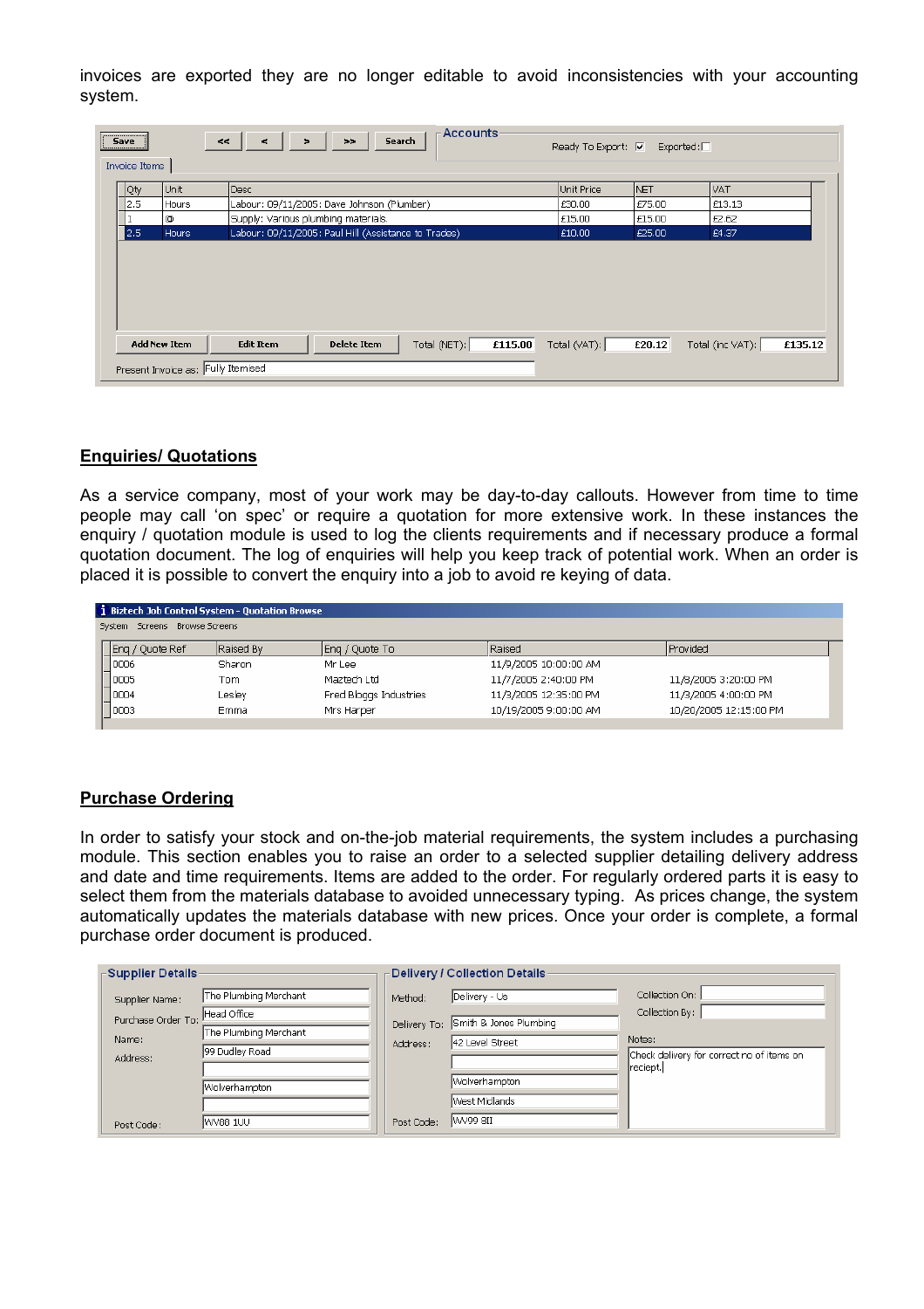invoices are exported they are no longer editable to avoid inconsistencies with your accounting system.

| Qty | Unit | Desc | Unit Price | NET | VAT |
|---|---|---|---|---|---|
| 2.5 | Hours | Labour: 09/11/2005: Dave Johnson (Plumber) | £30.00 | £75.00 | £13.13 |
| 1 | (I) | Supply: Various plumbing materials | £15.00 | £15.00 | £2.62 |
| 2.5 | Hours | Labour: 09/11/2005: Paul Hill (Assistance to Trades) | £10.00 | £25.00 | £4.37 |

Total (NET): £115.00 Total (VAT): £20.12 Total (inc VAT): £135.12

Present Invoice as: Fully Itemised

## Enquiries/ Quotations

As a service company, most of your work may be day-to-day callouts. However from time to time people may call 'on spec' or require a quotation for more extensive work. In these instances the enquiry / quotation module is used to log the clients requirements and if necessary produce a formal quotation document. The log of enquiries will help you keep track of potential work. When an order is placed it is possible to convert the enquiry into a job to avoid re keying of data.

Biztech Job Control System - Quotation Browse

| Enq / Quote Ref | Raised By | Enq / Quote To | Raised | Provided |
|---|---|---|---|---|
| 0006 | Sharon | Mr Lee | 11/9/2005 10:00:00 AM | |
| 0005 | Tom | Maztech Ltd | 11/7/2005 2:40:00 PM | 11/8/2005 3:20:00 PM |
| 0004 | Lesley | Fred Bloggs Industries | 11/3/2005 12:35:00 PM | 11/3/2005 4:00:00 PM |
| 0003 | Emma | Mrs Harper | 10/19/2005 9:00:00 AM | 10/20/2005 12:15:00 PM |

## Purchase Ordering

In order to satisfy your stock and on-the-job material requirements, the system includes a purchasing module. This section enables you to raise an order to a selected supplier detailing delivery address and date and time requirements. Items are added to the order. For regularly ordered parts it is easy to select them from the materials database to avoided unnecessary typing. As prices change, the system automatically updates the materials database with new prices. Once your order is complete, a formal purchase order document is produced.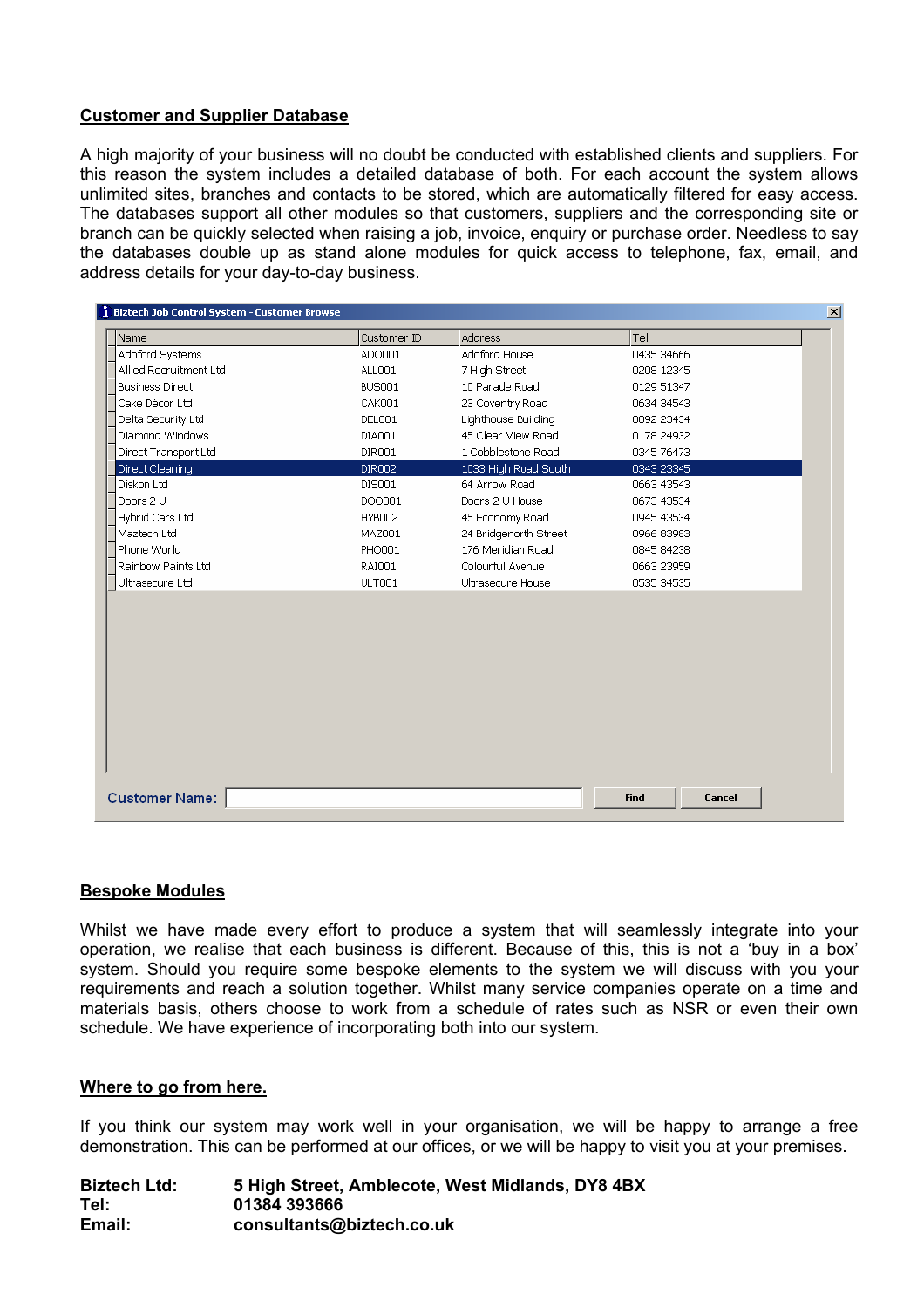## Customer and Supplier Database

A high majority of your business will no doubt be conducted with established clients and suppliers. For this reason the system includes a detailed database of both. For each account the system allows unlimited sites, branches and contacts to be stored, which are automatically filtered for easy access. The databases support all other modules so that customers, suppliers and the corresponding site or branch can be quickly selected when raising a job, invoice, enquiry or purchase order. Needless to say the databases double up as stand alone modules for quick access to telephone, fax, email, and address details for your day-to-day business.

Biztech Job Control System - Customer Browse

| Name | Customer ID | Address | Tel |
|---|---|---|---|
| Adoford Systems | ADO001 | Adoford House | 0435 34666 |
| Allied Recruitment Ltd | ALL001 | 7 High Street | 0208 12345 |
| Business Direct | BUS001 | 10 Parade Road | 0129 51347 |
| Cake Décor Ltd | CAK001 | 23 Coventry Road | 0634 34543 |
| Delta Security Ltd | DEL001 | Lighthouse Building | 0892 23434 |
| Diamond Windows | DIA001 | 45 Clear View Road | 0178 24932 |
| Direct Transport Ltd | DIR001 | 1 Cobblestone Road | 0345 76473 |
| Direct Cleaning | DIR002 | 1033 High Road South | 0343 23345 |
| Diskon Ltd | DIS001 | 64 Arrow Road | 0663 43543 |
| Doors 2 U | DOO001 | Doors 2 U House | 0673 43534 |
| Hybrid Cars Ltd | HYB002 | 45 Economy Road | 0945 43534 |
| Maztech Ltd | MAZ001 | 24 Bridgenorth Street | 0966 83983 |
| Phone World | PHO001 | 176 Meridian Road | 0845 84238 |
| Rainbow Paints Ltd | RAI001 | Colourful Avenue | 0663 23959 |
| Ultrasecure Ltd | ULT001 | Ultrasecure House | 0535 34535 |

Customer Name: Find Cancel

## Bespoke Modules

Whilst we have made every effort to produce a system that will seamlessly integrate into your operation, we realise that each business is different. Because of this, this is not a 'buy in a box' system. Should you require some bespoke elements to the system we will discuss with you your requirements and reach a solution together. Whilst many service companies operate on a time and materials basis, others choose to work from a schedule of rates such as NSR or even their own schedule. We have experience of incorporating both into our system.

## Where to go from here.

If you think our system may work well in your organisation, we will be happy to arrange a free demonstration. This can be performed at our offices, or we will be happy to visit you at your premises.

**Biztech Ltd:** **5 High Street, Amblecote, West Midlands, DY8 4BX**
**Tel:** **01384 393666**
**Email:** **consultants@biztech.co.uk**